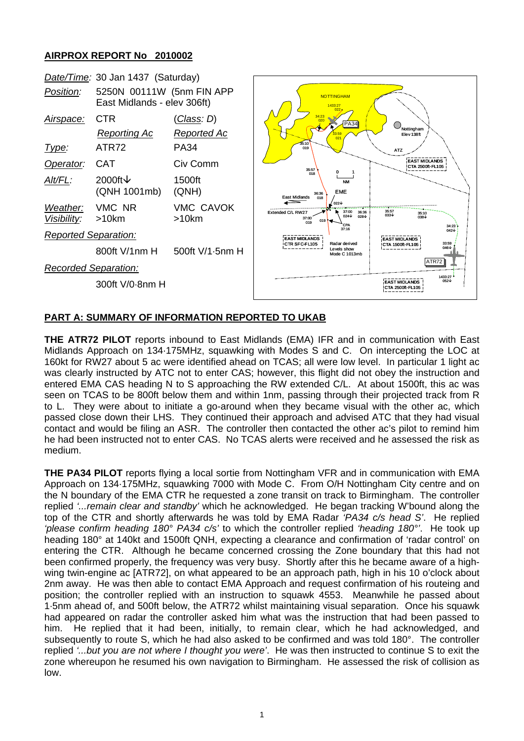## AIRPROX REPORT No 2010002

| | | |
|---|---|---|
| *Date/Time:* | 30 Jan 1437 (Saturday) | |
| *Position:* | 5250N 00111W (5nm FIN APP East Midlands - elev 306ft) | |
| *Airspace:* | CTR | (*Class:* D) |
| | *Reporting Ac* | *Reported Ac* |
| *Type:* | ATR72 | PA34 |
| *Operator:* | CAT | Civ Comm |
| *Alt/FL:* | 2000ft↓ (QNH 1001mb) | 1500ft (QNH) |
| *Weather:* | VMC NR | VMC CAVOK |
| *Visibility:* | >10km | >10km |
| *Reported Separation:* | | |
| | 800ft V/1nm H | 500ft V/1·5nm H |
| *Recorded Separation:* | | |
| | 300ft V/0·8nm H | |

## PART A: SUMMARY OF INFORMATION REPORTED TO UKAB

**THE ATR72 PILOT** reports inbound to East Midlands (EMA) IFR and in communication with East Midlands Approach on 134·175MHz, squawking with Modes S and C. On intercepting the LOC at 160kt for RW27 about 5 ac were identified ahead on TCAS; all were low level. In particular 1 light ac was clearly instructed by ATC not to enter CAS; however, this flight did not obey the instruction and entered EMA CAS heading N to S approaching the RW extended C/L. At about 1500ft, this ac was seen on TCAS to be 800ft below them and within 1nm, passing through their projected track from R to L. They were about to initiate a go-around when they became visual with the other ac, which passed close down their LHS. They continued their approach and advised ATC that they had visual contact and would be filing an ASR. The controller then contacted the other ac's pilot to remind him he had been instructed not to enter CAS. No TCAS alerts were received and he assessed the risk as medium.

**THE PA34 PILOT** reports flying a local sortie from Nottingham VFR and in communication with EMA Approach on 134·175MHz, squawking 7000 with Mode C. From O/H Nottingham City centre and on the N boundary of the EMA CTR he requested a zone transit on track to Birmingham. The controller replied *'...remain clear and standby'* which he acknowledged. He began tracking W'bound along the top of the CTR and shortly afterwards he was told by EMA Radar *'PA34 c/s head S'*. He replied *'please confirm heading 180° PA34 c/s'* to which the controller replied *'heading 180°'*. He took up heading 180° at 140kt and 1500ft QNH, expecting a clearance and confirmation of 'radar control' on entering the CTR. Although he became concerned crossing the Zone boundary that this had not been confirmed properly, the frequency was very busy. Shortly after this he became aware of a high-wing twin-engine ac [ATR72], on what appeared to be an approach path, high in his 10 o'clock about 2nm away. He was then able to contact EMA Approach and request confirmation of his routeing and position; the controller replied with an instruction to squawk 4553. Meanwhile he passed about 1·5nm ahead of, and 500ft below, the ATR72 whilst maintaining visual separation. Once his squawk had appeared on radar the controller asked him what was the instruction that had been passed to him. He replied that it had been, initially, to remain clear, which he had acknowledged, and subsequently to route S, which he had also asked to be confirmed and was told 180°. The controller replied *'...but you are not where I thought you were'*. He was then instructed to continue S to exit the zone whereupon he resumed his own navigation to Birmingham. He assessed the risk of collision as low.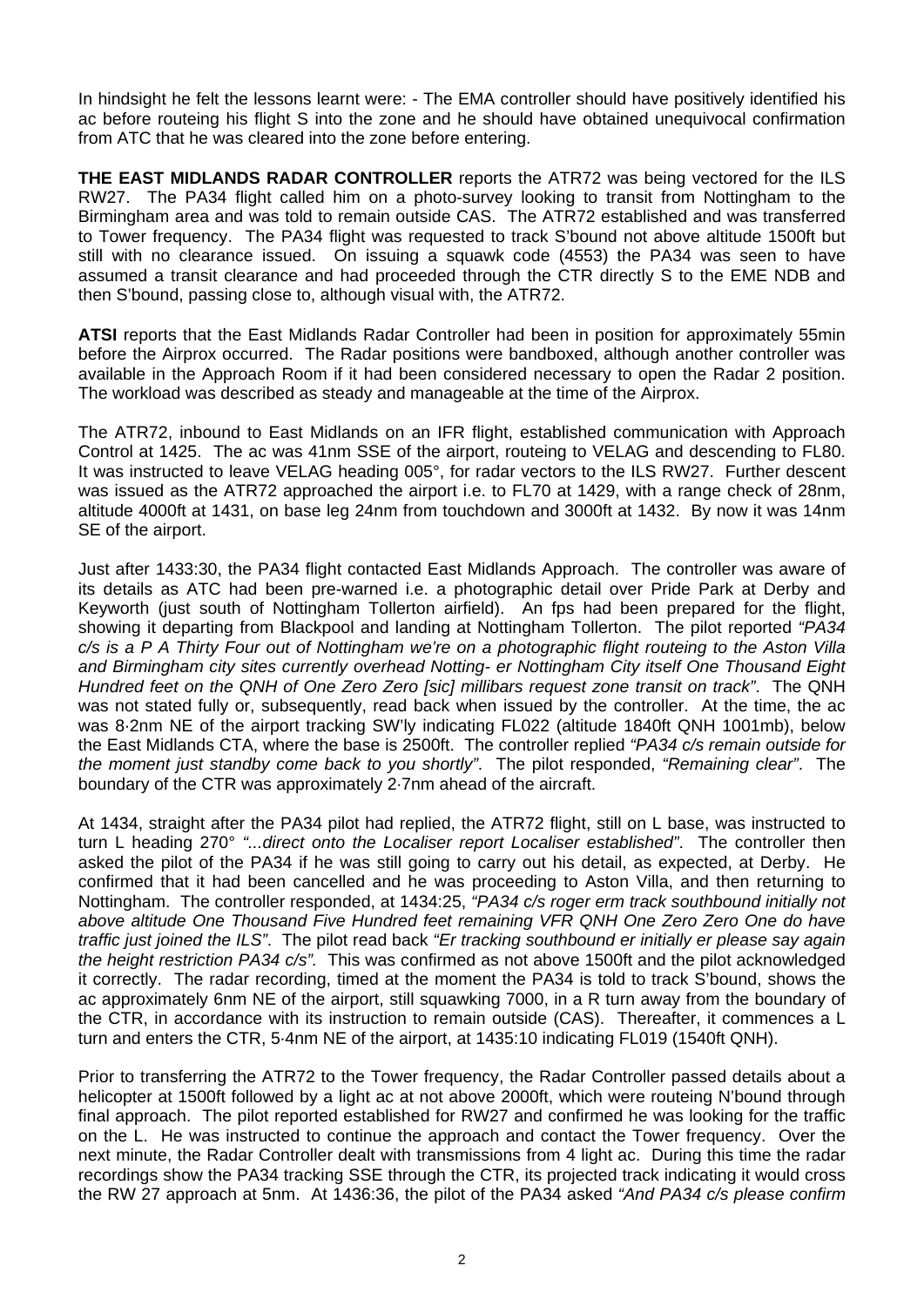In hindsight he felt the lessons learnt were: - The EMA controller should have positively identified his ac before routeing his flight S into the zone and he should have obtained unequivocal confirmation from ATC that he was cleared into the zone before entering.

**THE EAST MIDLANDS RADAR CONTROLLER** reports the ATR72 was being vectored for the ILS RW27. The PA34 flight called him on a photo-survey looking to transit from Nottingham to the Birmingham area and was told to remain outside CAS. The ATR72 established and was transferred to Tower frequency. The PA34 flight was requested to track S'bound not above altitude 1500ft but still with no clearance issued. On issuing a squawk code (4553) the PA34 was seen to have assumed a transit clearance and had proceeded through the CTR directly S to the EME NDB and then S'bound, passing close to, although visual with, the ATR72.

**ATSI** reports that the East Midlands Radar Controller had been in position for approximately 55min before the Airprox occurred. The Radar positions were bandboxed, although another controller was available in the Approach Room if it had been considered necessary to open the Radar 2 position. The workload was described as steady and manageable at the time of the Airprox.

The ATR72, inbound to East Midlands on an IFR flight, established communication with Approach Control at 1425. The ac was 41nm SSE of the airport, routeing to VELAG and descending to FL80. It was instructed to leave VELAG heading 005°, for radar vectors to the ILS RW27. Further descent was issued as the ATR72 approached the airport i.e. to FL70 at 1429, with a range check of 28nm, altitude 4000ft at 1431, on base leg 24nm from touchdown and 3000ft at 1432. By now it was 14nm SE of the airport.

Just after 1433:30, the PA34 flight contacted East Midlands Approach. The controller was aware of its details as ATC had been pre-warned i.e. a photographic detail over Pride Park at Derby and Keyworth (just south of Nottingham Tollerton airfield). An fps had been prepared for the flight, showing it departing from Blackpool and landing at Nottingham Tollerton. The pilot reported *"PA34 c/s is a P A Thirty Four out of Nottingham we're on a photographic flight routeing to the Aston Villa and Birmingham city sites currently overhead Notting- er Nottingham City itself One Thousand Eight Hundred feet on the QNH of One Zero Zero [sic] millibars request zone transit on track"*. The QNH was not stated fully or, subsequently, read back when issued by the controller. At the time, the ac was 8·2nm NE of the airport tracking SW'ly indicating FL022 (altitude 1840ft QNH 1001mb), below the East Midlands CTA, where the base is 2500ft. The controller replied *"PA34 c/s remain outside for the moment just standby come back to you shortly"*. The pilot responded, *"Remaining clear"*. The boundary of the CTR was approximately 2·7nm ahead of the aircraft.

At 1434, straight after the PA34 pilot had replied, the ATR72 flight, still on L base, was instructed to turn L heading 270° *"...direct onto the Localiser report Localiser established"*. The controller then asked the pilot of the PA34 if he was still going to carry out his detail, as expected, at Derby. He confirmed that it had been cancelled and he was proceeding to Aston Villa, and then returning to Nottingham. The controller responded, at 1434:25, *"PA34 c/s roger erm track southbound initially not above altitude One Thousand Five Hundred feet remaining VFR QNH One Zero Zero One do have traffic just joined the ILS"*. The pilot read back *"Er tracking southbound er initially er please say again the height restriction PA34 c/s".* This was confirmed as not above 1500ft and the pilot acknowledged it correctly. The radar recording, timed at the moment the PA34 is told to track S'bound, shows the ac approximately 6nm NE of the airport, still squawking 7000, in a R turn away from the boundary of the CTR, in accordance with its instruction to remain outside (CAS). Thereafter, it commences a L turn and enters the CTR, 5·4nm NE of the airport, at 1435:10 indicating FL019 (1540ft QNH).

Prior to transferring the ATR72 to the Tower frequency, the Radar Controller passed details about a helicopter at 1500ft followed by a light ac at not above 2000ft, which were routeing N'bound through final approach. The pilot reported established for RW27 and confirmed he was looking for the traffic on the L. He was instructed to continue the approach and contact the Tower frequency. Over the next minute, the Radar Controller dealt with transmissions from 4 light ac. During this time the radar recordings show the PA34 tracking SSE through the CTR, its projected track indicating it would cross the RW 27 approach at 5nm. At 1436:36, the pilot of the PA34 asked *"And PA34 c/s please confirm*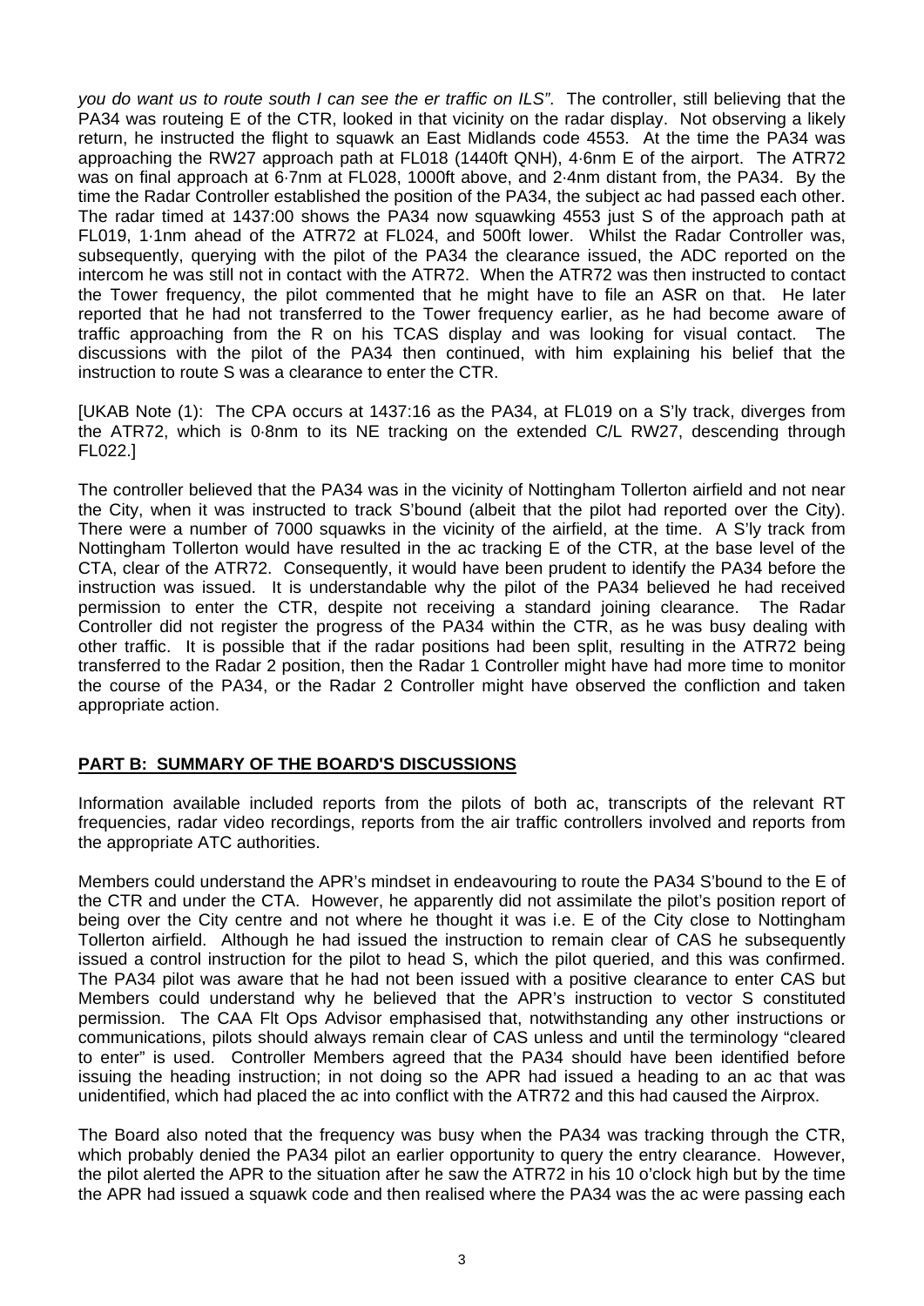*you do want us to route south I can see the er traffic on ILS"*. The controller, still believing that the PA34 was routeing E of the CTR, looked in that vicinity on the radar display. Not observing a likely return, he instructed the flight to squawk an East Midlands code 4553. At the time the PA34 was approaching the RW27 approach path at FL018 (1440ft QNH), 4·6nm E of the airport. The ATR72 was on final approach at 6·7nm at FL028, 1000ft above, and 2·4nm distant from, the PA34. By the time the Radar Controller established the position of the PA34, the subject ac had passed each other. The radar timed at 1437:00 shows the PA34 now squawking 4553 just S of the approach path at FL019, 1·1nm ahead of the ATR72 at FL024, and 500ft lower. Whilst the Radar Controller was, subsequently, querying with the pilot of the PA34 the clearance issued, the ADC reported on the intercom he was still not in contact with the ATR72. When the ATR72 was then instructed to contact the Tower frequency, the pilot commented that he might have to file an ASR on that. He later reported that he had not transferred to the Tower frequency earlier, as he had become aware of traffic approaching from the R on his TCAS display and was looking for visual contact. The discussions with the pilot of the PA34 then continued, with him explaining his belief that the instruction to route S was a clearance to enter the CTR.

[UKAB Note (1): The CPA occurs at 1437:16 as the PA34, at FL019 on a S'ly track, diverges from the ATR72, which is 0·8nm to its NE tracking on the extended C/L RW27, descending through FL022.]

The controller believed that the PA34 was in the vicinity of Nottingham Tollerton airfield and not near the City, when it was instructed to track S'bound (albeit that the pilot had reported over the City). There were a number of 7000 squawks in the vicinity of the airfield, at the time. A S'ly track from Nottingham Tollerton would have resulted in the ac tracking E of the CTR, at the base level of the CTA, clear of the ATR72. Consequently, it would have been prudent to identify the PA34 before the instruction was issued. It is understandable why the pilot of the PA34 believed he had received permission to enter the CTR, despite not receiving a standard joining clearance. The Radar Controller did not register the progress of the PA34 within the CTR, as he was busy dealing with other traffic. It is possible that if the radar positions had been split, resulting in the ATR72 being transferred to the Radar 2 position, then the Radar 1 Controller might have had more time to monitor the course of the PA34, or the Radar 2 Controller might have observed the confliction and taken appropriate action.

## PART B: SUMMARY OF THE BOARD'S DISCUSSIONS

Information available included reports from the pilots of both ac, transcripts of the relevant RT frequencies, radar video recordings, reports from the air traffic controllers involved and reports from the appropriate ATC authorities.

Members could understand the APR's mindset in endeavouring to route the PA34 S'bound to the E of the CTR and under the CTA. However, he apparently did not assimilate the pilot's position report of being over the City centre and not where he thought it was i.e. E of the City close to Nottingham Tollerton airfield. Although he had issued the instruction to remain clear of CAS he subsequently issued a control instruction for the pilot to head S, which the pilot queried, and this was confirmed. The PA34 pilot was aware that he had not been issued with a positive clearance to enter CAS but Members could understand why he believed that the APR's instruction to vector S constituted permission. The CAA Flt Ops Advisor emphasised that, notwithstanding any other instructions or communications, pilots should always remain clear of CAS unless and until the terminology "cleared to enter" is used. Controller Members agreed that the PA34 should have been identified before issuing the heading instruction; in not doing so the APR had issued a heading to an ac that was unidentified, which had placed the ac into conflict with the ATR72 and this had caused the Airprox.

The Board also noted that the frequency was busy when the PA34 was tracking through the CTR, which probably denied the PA34 pilot an earlier opportunity to query the entry clearance. However, the pilot alerted the APR to the situation after he saw the ATR72 in his 10 o'clock high but by the time the APR had issued a squawk code and then realised where the PA34 was the ac were passing each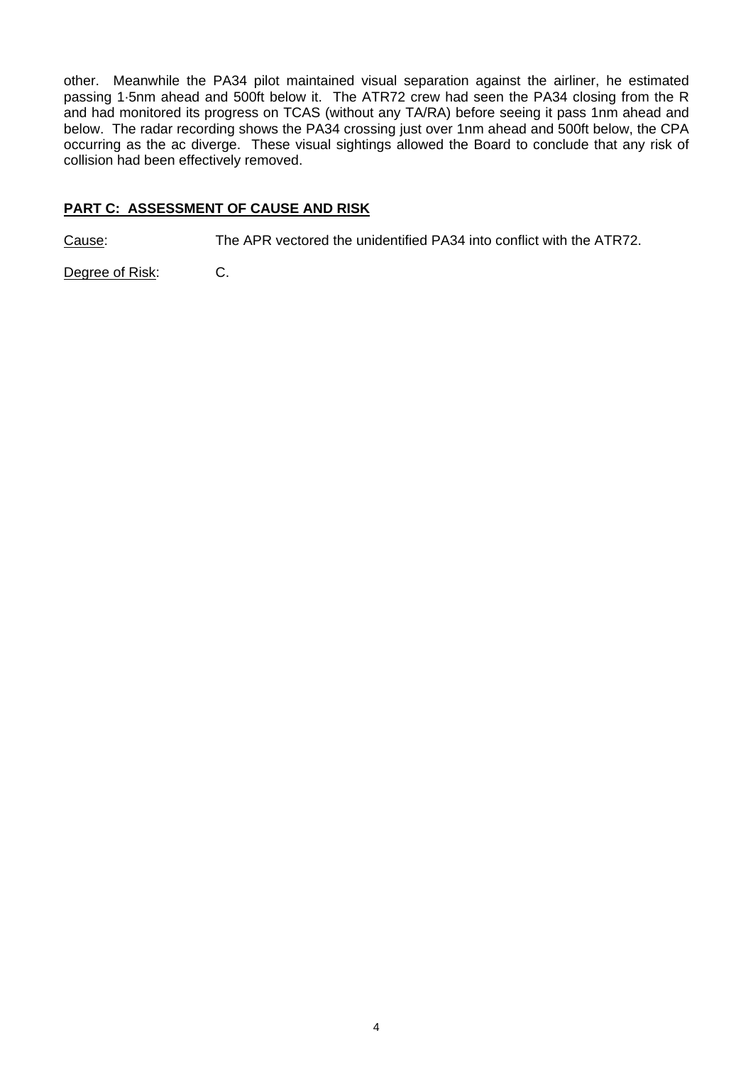other. Meanwhile the PA34 pilot maintained visual separation against the airliner, he estimated passing 1·5nm ahead and 500ft below it. The ATR72 crew had seen the PA34 closing from the R and had monitored its progress on TCAS (without any TA/RA) before seeing it pass 1nm ahead and below. The radar recording shows the PA34 crossing just over 1nm ahead and 500ft below, the CPA occurring as the ac diverge. These visual sightings allowed the Board to conclude that any risk of collision had been effectively removed.

## PART C: ASSESSMENT OF CAUSE AND RISK

Cause: The APR vectored the unidentified PA34 into conflict with the ATR72.

Degree of Risk: C.